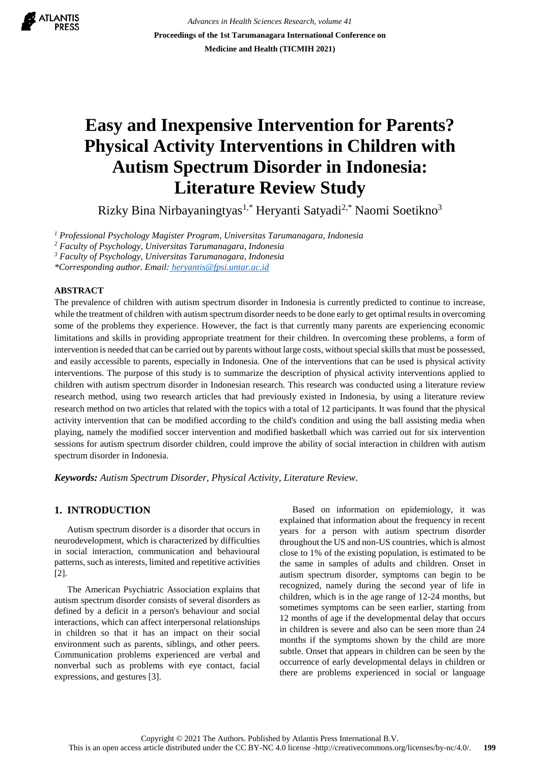# Easy and Inexpensive Intervention for Parents? Physical Activity Interventions in Children with Autism Spectrum Disorder in Indonesia: Literature Review Study

Rizky Bina Nirbayaningtyas[1,*] Heryanti Satyadi[2,*] Naomi Soetikno[3]

[1] *Professional Psychology Magister Program, Universitas Tarumanagara, Indonesia*
[2] *Faculty of Psychology, Universitas Tarumanagara, Indonesia*
[3] *Faculty of Psychology, Universitas Tarumanagara, Indonesia*
*\*Corresponding author. Email: heryantis@fpsi.untar.ac.id*

## ABSTRACT

The prevalence of children with autism spectrum disorder in Indonesia is currently predicted to continue to increase, while the treatment of children with autism spectrum disorder needs to be done early to get optimal results in overcoming some of the problems they experience. However, the fact is that currently many parents are experiencing economic limitations and skills in providing appropriate treatment for their children. In overcoming these problems, a form of intervention is needed that can be carried out by parents without large costs, without special skills that must be possessed, and easily accessible to parents, especially in Indonesia. One of the interventions that can be used is physical activity interventions. The purpose of this study is to summarize the description of physical activity interventions applied to children with autism spectrum disorder in Indonesian research. This research was conducted using a literature review research method, using two research articles that had previously existed in Indonesia, by using a literature review research method on two articles that related with the topics with a total of 12 participants. It was found that the physical activity intervention that can be modified according to the child's condition and using the ball assisting media when playing, namely the modified soccer intervention and modified basketball which was carried out for six intervention sessions for autism spectrum disorder children, could improve the ability of social interaction in children with autism spectrum disorder in Indonesia.

***Keywords:*** *Autism Spectrum Disorder, Physical Activity, Literature Review.*

## 1. INTRODUCTION

Autism spectrum disorder is a disorder that occurs in neurodevelopment, which is characterized by difficulties in social interaction, communication and behavioural patterns, such as interests, limited and repetitive activities [2].

The American Psychiatric Association explains that autism spectrum disorder consists of several disorders as defined by a deficit in a person's behaviour and social interactions, which can affect interpersonal relationships in children so that it has an impact on their social environment such as parents, siblings, and other peers. Communication problems experienced are verbal and nonverbal such as problems with eye contact, facial expressions, and gestures [3].

Based on information on epidemiology, it was explained that information about the frequency in recent years for a person with autism spectrum disorder throughout the US and non-US countries, which is almost close to 1% of the existing population, is estimated to be the same in samples of adults and children. Onset in autism spectrum disorder, symptoms can begin to be recognized, namely during the second year of life in children, which is in the age range of 12-24 months, but sometimes symptoms can be seen earlier, starting from 12 months of age if the developmental delay that occurs in children is severe and also can be seen more than 24 months if the symptoms shown by the child are more subtle. Onset that appears in children can be seen by the occurrence of early developmental delays in children or there are problems experienced in social or language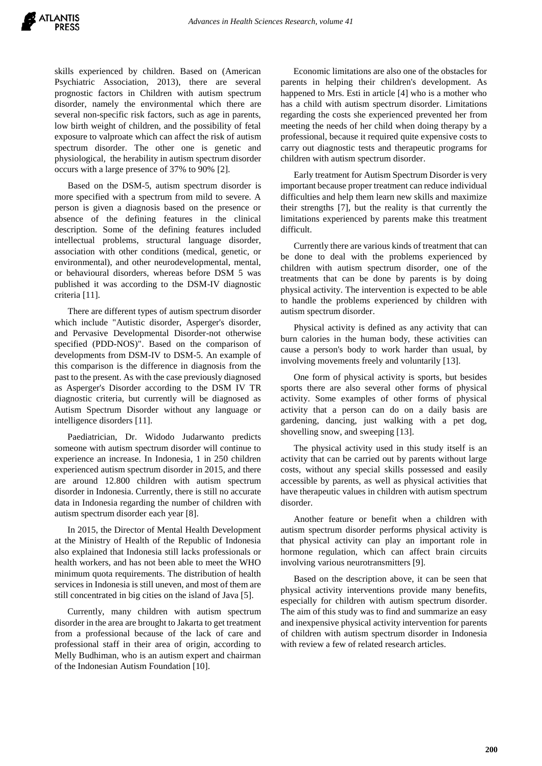skills experienced by children. Based on (American Psychiatric Association, 2013), there are several prognostic factors in Children with autism spectrum disorder, namely the environmental which there are several non-specific risk factors, such as age in parents, low birth weight of children, and the possibility of fetal exposure to valproate which can affect the risk of autism spectrum disorder. The other one is genetic and physiological, the herability in autism spectrum disorder occurs with a large presence of 37% to 90% [2].

Based on the DSM-5, autism spectrum disorder is more specified with a spectrum from mild to severe. A person is given a diagnosis based on the presence or absence of the defining features in the clinical description. Some of the defining features included intellectual problems, structural language disorder, association with other conditions (medical, genetic, or environmental), and other neurodevelopmental, mental, or behavioural disorders, whereas before DSM 5 was published it was according to the DSM-IV diagnostic criteria [11].

There are different types of autism spectrum disorder which include "Autistic disorder, Asperger's disorder, and Pervasive Developmental Disorder-not otherwise specified (PDD-NOS)". Based on the comparison of developments from DSM-IV to DSM-5. An example of this comparison is the difference in diagnosis from the past to the present. As with the case previously diagnosed as Asperger's Disorder according to the DSM IV TR diagnostic criteria, but currently will be diagnosed as Autism Spectrum Disorder without any language or intelligence disorders [11].

Paediatrician, Dr. Widodo Judarwanto predicts someone with autism spectrum disorder will continue to experience an increase. In Indonesia, 1 in 250 children experienced autism spectrum disorder in 2015, and there are around 12.800 children with autism spectrum disorder in Indonesia. Currently, there is still no accurate data in Indonesia regarding the number of children with autism spectrum disorder each year [8].

In 2015, the Director of Mental Health Development at the Ministry of Health of the Republic of Indonesia also explained that Indonesia still lacks professionals or health workers, and has not been able to meet the WHO minimum quota requirements. The distribution of health services in Indonesia is still uneven, and most of them are still concentrated in big cities on the island of Java [5].

Currently, many children with autism spectrum disorder in the area are brought to Jakarta to get treatment from a professional because of the lack of care and professional staff in their area of origin, according to Melly Budhiman, who is an autism expert and chairman of the Indonesian Autism Foundation [10].

Economic limitations are also one of the obstacles for parents in helping their children's development. As happened to Mrs. Esti in article [4] who is a mother who has a child with autism spectrum disorder. Limitations regarding the costs she experienced prevented her from meeting the needs of her child when doing therapy by a professional, because it required quite expensive costs to carry out diagnostic tests and therapeutic programs for children with autism spectrum disorder.

Early treatment for Autism Spectrum Disorder is very important because proper treatment can reduce individual difficulties and help them learn new skills and maximize their strengths [7], but the reality is that currently the limitations experienced by parents make this treatment difficult.

Currently there are various kinds of treatment that can be done to deal with the problems experienced by children with autism spectrum disorder, one of the treatments that can be done by parents is by doing physical activity. The intervention is expected to be able to handle the problems experienced by children with autism spectrum disorder.

Physical activity is defined as any activity that can burn calories in the human body, these activities can cause a person's body to work harder than usual, by involving movements freely and voluntarily [13].

One form of physical activity is sports, but besides sports there are also several other forms of physical activity. Some examples of other forms of physical activity that a person can do on a daily basis are gardening, dancing, just walking with a pet dog, shovelling snow, and sweeping [13].

The physical activity used in this study itself is an activity that can be carried out by parents without large costs, without any special skills possessed and easily accessible by parents, as well as physical activities that have therapeutic values in children with autism spectrum disorder.

Another feature or benefit when a children with autism spectrum disorder performs physical activity is that physical activity can play an important role in hormone regulation, which can affect brain circuits involving various neurotransmitters [9].

Based on the description above, it can be seen that physical activity interventions provide many benefits, especially for children with autism spectrum disorder. The aim of this study was to find and summarize an easy and inexpensive physical activity intervention for parents of children with autism spectrum disorder in Indonesia with review a few of related research articles.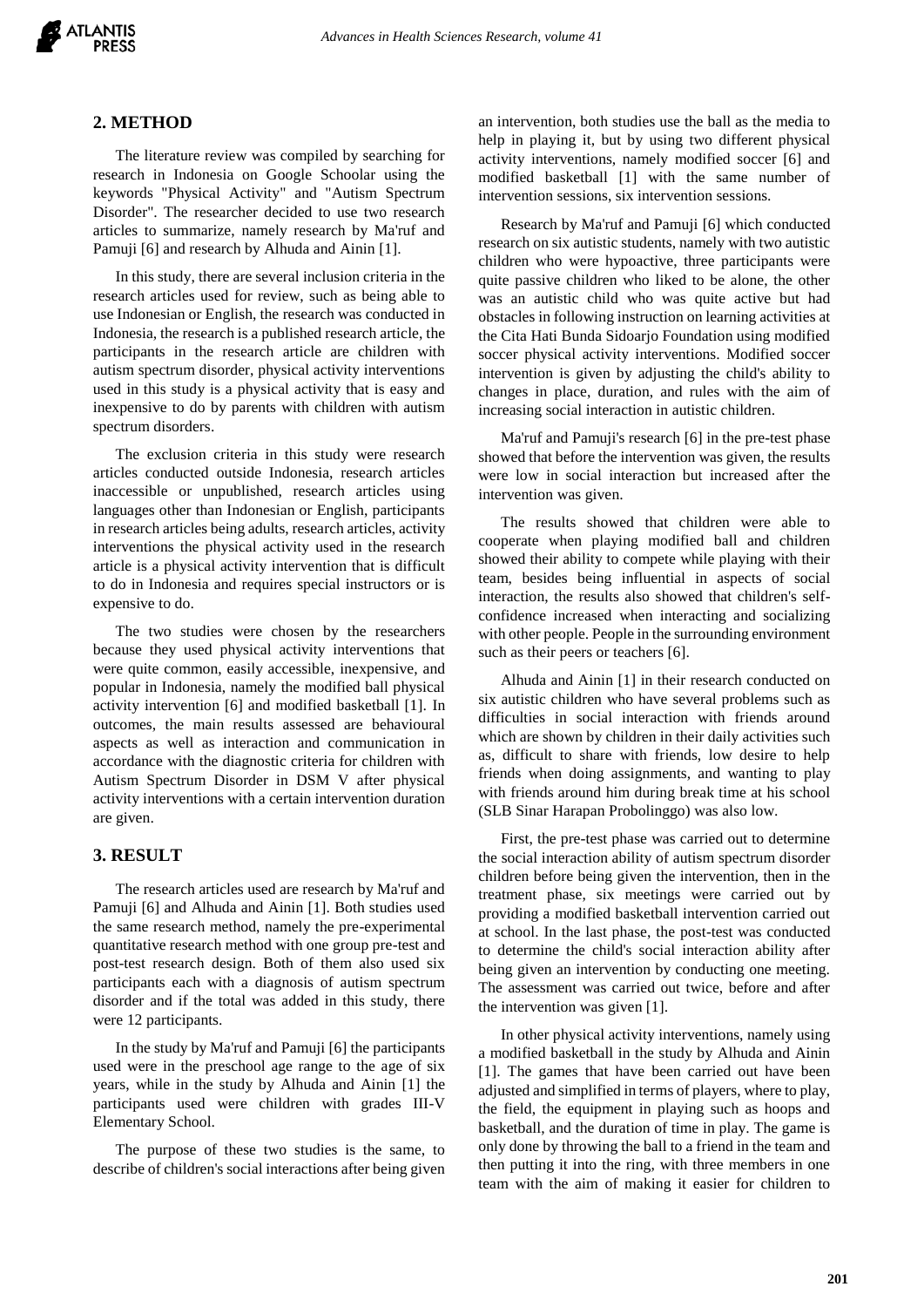## 2. METHOD

The literature review was compiled by searching for research in Indonesia on Google Schoolar using the keywords "Physical Activity" and "Autism Spectrum Disorder". The researcher decided to use two research articles to summarize, namely research by Ma'ruf and Pamuji [6] and research by Alhuda and Ainin [1].

In this study, there are several inclusion criteria in the research articles used for review, such as being able to use Indonesian or English, the research was conducted in Indonesia, the research is a published research article, the participants in the research article are children with autism spectrum disorder, physical activity interventions used in this study is a physical activity that is easy and inexpensive to do by parents with children with autism spectrum disorders.

The exclusion criteria in this study were research articles conducted outside Indonesia, research articles inaccessible or unpublished, research articles using languages other than Indonesian or English, participants in research articles being adults, research articles, activity interventions the physical activity used in the research article is a physical activity intervention that is difficult to do in Indonesia and requires special instructors or is expensive to do.

The two studies were chosen by the researchers because they used physical activity interventions that were quite common, easily accessible, inexpensive, and popular in Indonesia, namely the modified ball physical activity intervention [6] and modified basketball [1]. In outcomes, the main results assessed are behavioural aspects as well as interaction and communication in accordance with the diagnostic criteria for children with Autism Spectrum Disorder in DSM V after physical activity interventions with a certain intervention duration are given.

## 3. RESULT

The research articles used are research by Ma'ruf and Pamuji [6] and Alhuda and Ainin [1]. Both studies used the same research method, namely the pre-experimental quantitative research method with one group pre-test and post-test research design. Both of them also used six participants each with a diagnosis of autism spectrum disorder and if the total was added in this study, there were 12 participants.

In the study by Ma'ruf and Pamuji [6] the participants used were in the preschool age range to the age of six years, while in the study by Alhuda and Ainin [1] the participants used were children with grades III-V Elementary School.

The purpose of these two studies is the same, to describe of children's social interactions after being given an intervention, both studies use the ball as the media to help in playing it, but by using two different physical activity interventions, namely modified soccer [6] and modified basketball [1] with the same number of intervention sessions, six intervention sessions.

Research by Ma'ruf and Pamuji [6] which conducted research on six autistic students, namely with two autistic children who were hypoactive, three participants were quite passive children who liked to be alone, the other was an autistic child who was quite active but had obstacles in following instruction on learning activities at the Cita Hati Bunda Sidoarjo Foundation using modified soccer physical activity interventions. Modified soccer intervention is given by adjusting the child's ability to changes in place, duration, and rules with the aim of increasing social interaction in autistic children.

Ma'ruf and Pamuji's research [6] in the pre-test phase showed that before the intervention was given, the results were low in social interaction but increased after the intervention was given.

The results showed that children were able to cooperate when playing modified ball and children showed their ability to compete while playing with their team, besides being influential in aspects of social interaction, the results also showed that children's self-confidence increased when interacting and socializing with other people. People in the surrounding environment such as their peers or teachers [6].

Alhuda and Ainin [1] in their research conducted on six autistic children who have several problems such as difficulties in social interaction with friends around which are shown by children in their daily activities such as, difficult to share with friends, low desire to help friends when doing assignments, and wanting to play with friends around him during break time at his school (SLB Sinar Harapan Probolinggo) was also low.

First, the pre-test phase was carried out to determine the social interaction ability of autism spectrum disorder children before being given the intervention, then in the treatment phase, six meetings were carried out by providing a modified basketball intervention carried out at school. In the last phase, the post-test was conducted to determine the child's social interaction ability after being given an intervention by conducting one meeting. The assessment was carried out twice, before and after the intervention was given [1].

In other physical activity interventions, namely using a modified basketball in the study by Alhuda and Ainin [1]. The games that have been carried out have been adjusted and simplified in terms of players, where to play, the field, the equipment in playing such as hoops and basketball, and the duration of time in play. The game is only done by throwing the ball to a friend in the team and then putting it into the ring, with three members in one team with the aim of making it easier for children to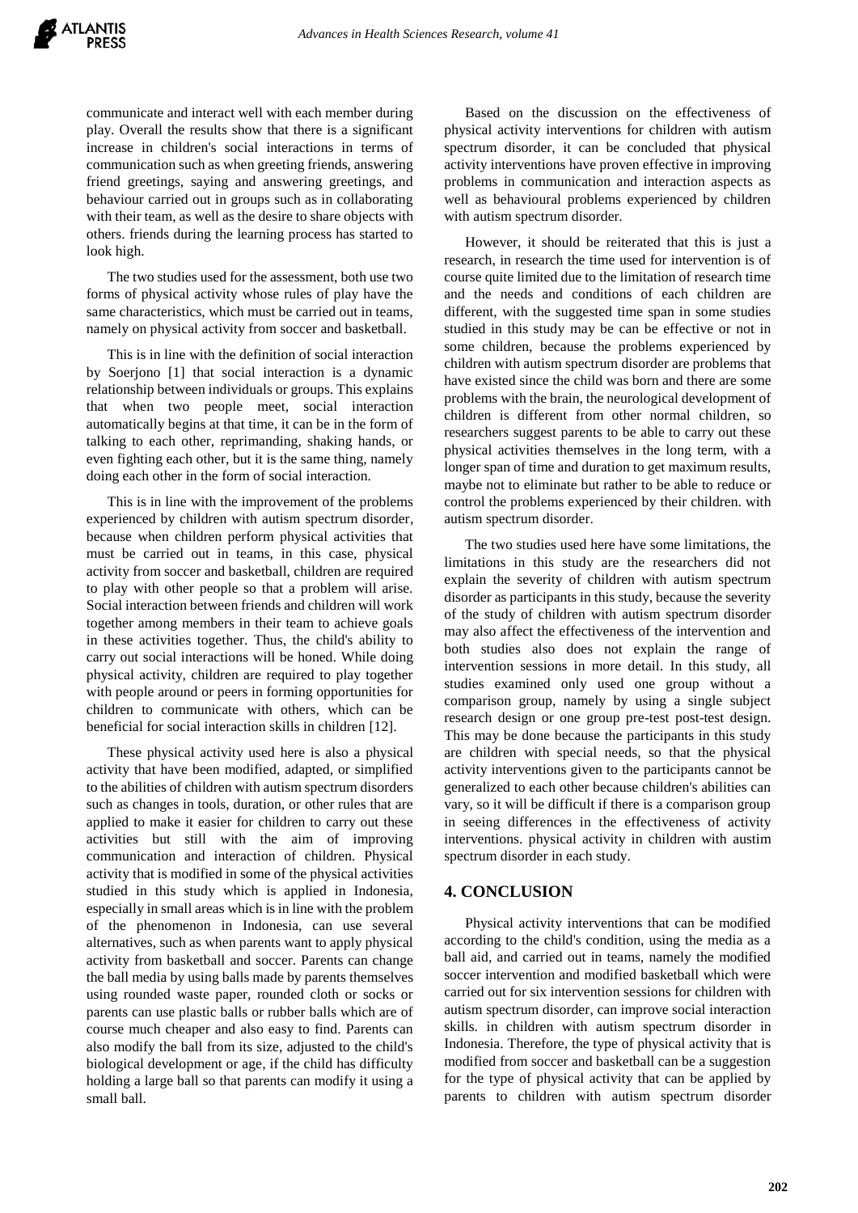communicate and interact well with each member during play. Overall the results show that there is a significant increase in children's social interactions in terms of communication such as when greeting friends, answering friend greetings, saying and answering greetings, and behaviour carried out in groups such as in collaborating with their team, as well as the desire to share objects with others. friends during the learning process has started to look high.

The two studies used for the assessment, both use two forms of physical activity whose rules of play have the same characteristics, which must be carried out in teams, namely on physical activity from soccer and basketball.

This is in line with the definition of social interaction by Soerjono [1] that social interaction is a dynamic relationship between individuals or groups. This explains that when two people meet, social interaction automatically begins at that time, it can be in the form of talking to each other, reprimanding, shaking hands, or even fighting each other, but it is the same thing, namely doing each other in the form of social interaction.

This is in line with the improvement of the problems experienced by children with autism spectrum disorder, because when children perform physical activities that must be carried out in teams, in this case, physical activity from soccer and basketball, children are required to play with other people so that a problem will arise. Social interaction between friends and children will work together among members in their team to achieve goals in these activities together. Thus, the child's ability to carry out social interactions will be honed. While doing physical activity, children are required to play together with people around or peers in forming opportunities for children to communicate with others, which can be beneficial for social interaction skills in children [12].

These physical activity used here is also a physical activity that have been modified, adapted, or simplified to the abilities of children with autism spectrum disorders such as changes in tools, duration, or other rules that are applied to make it easier for children to carry out these activities but still with the aim of improving communication and interaction of children. Physical activity that is modified in some of the physical activities studied in this study which is applied in Indonesia, especially in small areas which is in line with the problem of the phenomenon in Indonesia, can use several alternatives, such as when parents want to apply physical activity from basketball and soccer. Parents can change the ball media by using balls made by parents themselves using rounded waste paper, rounded cloth or socks or parents can use plastic balls or rubber balls which are of course much cheaper and also easy to find. Parents can also modify the ball from its size, adjusted to the child's biological development or age, if the child has difficulty holding a large ball so that parents can modify it using a small ball.

Based on the discussion on the effectiveness of physical activity interventions for children with autism spectrum disorder, it can be concluded that physical activity interventions have proven effective in improving problems in communication and interaction aspects as well as behavioural problems experienced by children with autism spectrum disorder.

However, it should be reiterated that this is just a research, in research the time used for intervention is of course quite limited due to the limitation of research time and the needs and conditions of each children are different, with the suggested time span in some studies studied in this study may be can be effective or not in some children, because the problems experienced by children with autism spectrum disorder are problems that have existed since the child was born and there are some problems with the brain, the neurological development of children is different from other normal children, so researchers suggest parents to be able to carry out these physical activities themselves in the long term, with a longer span of time and duration to get maximum results, maybe not to eliminate but rather to be able to reduce or control the problems experienced by their children. with autism spectrum disorder.

The two studies used here have some limitations, the limitations in this study are the researchers did not explain the severity of children with autism spectrum disorder as participants in this study, because the severity of the study of children with autism spectrum disorder may also affect the effectiveness of the intervention and both studies also does not explain the range of intervention sessions in more detail. In this study, all studies examined only used one group without a comparison group, namely by using a single subject research design or one group pre-test post-test design. This may be done because the participants in this study are children with special needs, so that the physical activity interventions given to the participants cannot be generalized to each other because children's abilities can vary, so it will be difficult if there is a comparison group in seeing differences in the effectiveness of activity interventions. physical activity in children with austim spectrum disorder in each study.

## 4. CONCLUSION

Physical activity interventions that can be modified according to the child's condition, using the media as a ball aid, and carried out in teams, namely the modified soccer intervention and modified basketball which were carried out for six intervention sessions for children with autism spectrum disorder, can improve social interaction skills. in children with autism spectrum disorder in Indonesia. Therefore, the type of physical activity that is modified from soccer and basketball can be a suggestion for the type of physical activity that can be applied by parents to children with autism spectrum disorder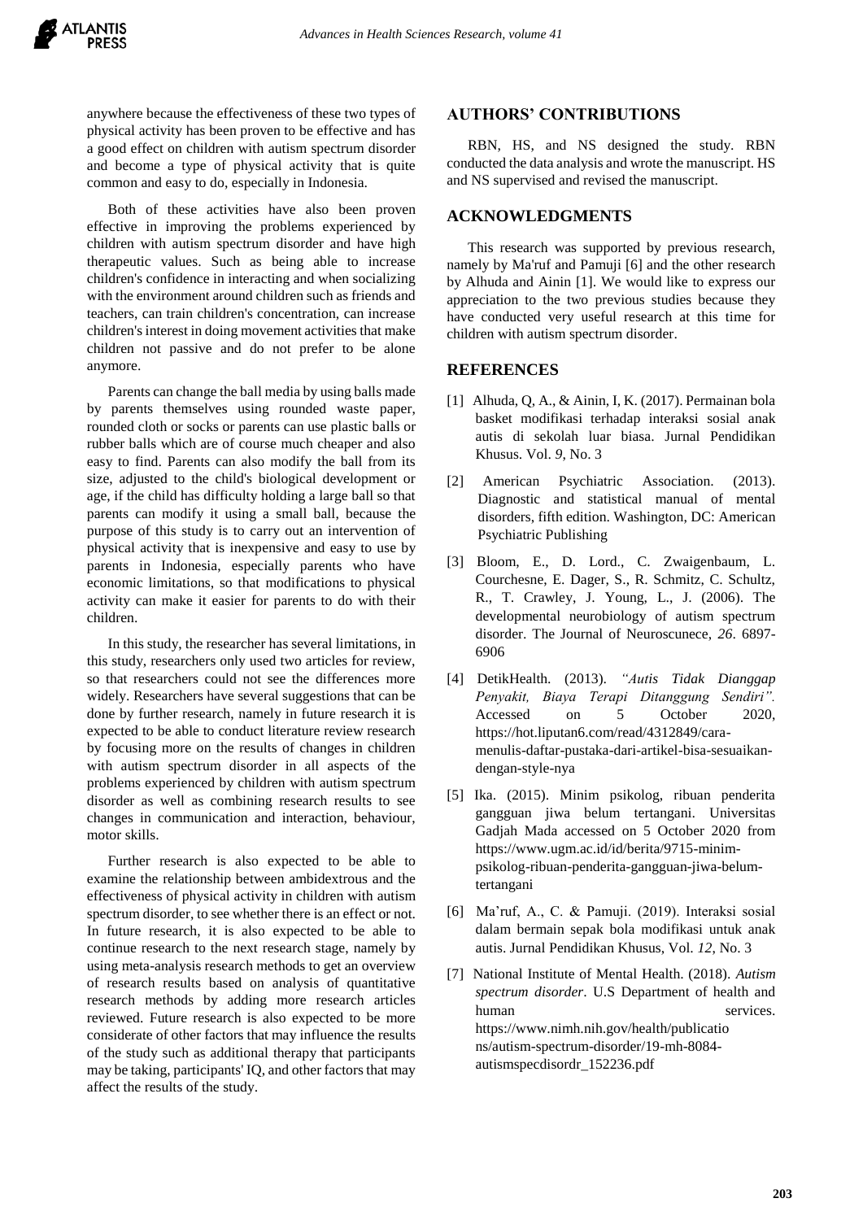anywhere because the effectiveness of these two types of physical activity has been proven to be effective and has a good effect on children with autism spectrum disorder and become a type of physical activity that is quite common and easy to do, especially in Indonesia.

Both of these activities have also been proven effective in improving the problems experienced by children with autism spectrum disorder and have high therapeutic values. Such as being able to increase children's confidence in interacting and when socializing with the environment around children such as friends and teachers, can train children's concentration, can increase children's interest in doing movement activities that make children not passive and do not prefer to be alone anymore.

Parents can change the ball media by using balls made by parents themselves using rounded waste paper, rounded cloth or socks or parents can use plastic balls or rubber balls which are of course much cheaper and also easy to find. Parents can also modify the ball from its size, adjusted to the child's biological development or age, if the child has difficulty holding a large ball so that parents can modify it using a small ball, because the purpose of this study is to carry out an intervention of physical activity that is inexpensive and easy to use by parents in Indonesia, especially parents who have economic limitations, so that modifications to physical activity can make it easier for parents to do with their children.

In this study, the researcher has several limitations, in this study, researchers only used two articles for review, so that researchers could not see the differences more widely. Researchers have several suggestions that can be done by further research, namely in future research it is expected to be able to conduct literature review research by focusing more on the results of changes in children with autism spectrum disorder in all aspects of the problems experienced by children with autism spectrum disorder as well as combining research results to see changes in communication and interaction, behaviour, motor skills.

Further research is also expected to be able to examine the relationship between ambidextrous and the effectiveness of physical activity in children with autism spectrum disorder, to see whether there is an effect or not. In future research, it is also expected to be able to continue research to the next research stage, namely by using meta-analysis research methods to get an overview of research results based on analysis of quantitative research methods by adding more research articles reviewed. Future research is also expected to be more considerate of other factors that may influence the results of the study such as additional therapy that participants may be taking, participants' IQ, and other factors that may affect the results of the study.

## AUTHORS' CONTRIBUTIONS

RBN, HS, and NS designed the study. RBN conducted the data analysis and wrote the manuscript. HS and NS supervised and revised the manuscript.

## ACKNOWLEDGMENTS

This research was supported by previous research, namely by Ma'ruf and Pamuji [6] and the other research by Alhuda and Ainin [1]. We would like to express our appreciation to the two previous studies because they have conducted very useful research at this time for children with autism spectrum disorder.

## REFERENCES

[1] Alhuda, Q, A., & Ainin, I, K. (2017). Permainan bola basket modifikasi terhadap interaksi sosial anak autis di sekolah luar biasa. Jurnal Pendidikan Khusus. Vol. *9*, No. 3

[2] American Psychiatric Association. (2013). Diagnostic and statistical manual of mental disorders, fifth edition. Washington, DC: American Psychiatric Publishing

[3] Bloom, E., D. Lord., C. Zwaigenbaum, L. Courchesne, E. Dager, S., R. Schmitz, C. Schultz, R., T. Crawley, J. Young, L., J. (2006). The developmental neurobiology of autism spectrum disorder. The Journal of Neuroscunece, *26*. 6897-6906

[4] DetikHealth. (2013). *"Autis Tidak Dianggap Penyakit, Biaya Terapi Ditanggung Sendiri".* Accessed on 5 October 2020, https://hot.liputan6.com/read/4312849/cara-menulis-daftar-pustaka-dari-artikel-bisa-sesuaikan-dengan-style-nya

[5] Ika. (2015). Minim psikolog, ribuan penderita gangguan jiwa belum tertangani. Universitas Gadjah Mada accessed on 5 October 2020 from https://www.ugm.ac.id/id/berita/9715-minim-psikolog-ribuan-penderita-gangguan-jiwa-belum-tertangani

[6] Ma'ruf, A., C. & Pamuji. (2019). Interaksi sosial dalam bermain sepak bola modifikasi untuk anak autis. Jurnal Pendidikan Khusus, Vol. *12*, No. 3

[7] National Institute of Mental Health. (2018). *Autism spectrum disorder*. U.S Department of health and human services. https://www.nimh.nih.gov/health/publications/autism-spectrum-disorder/19-mh-8084-autismspecdisordr_152236.pdf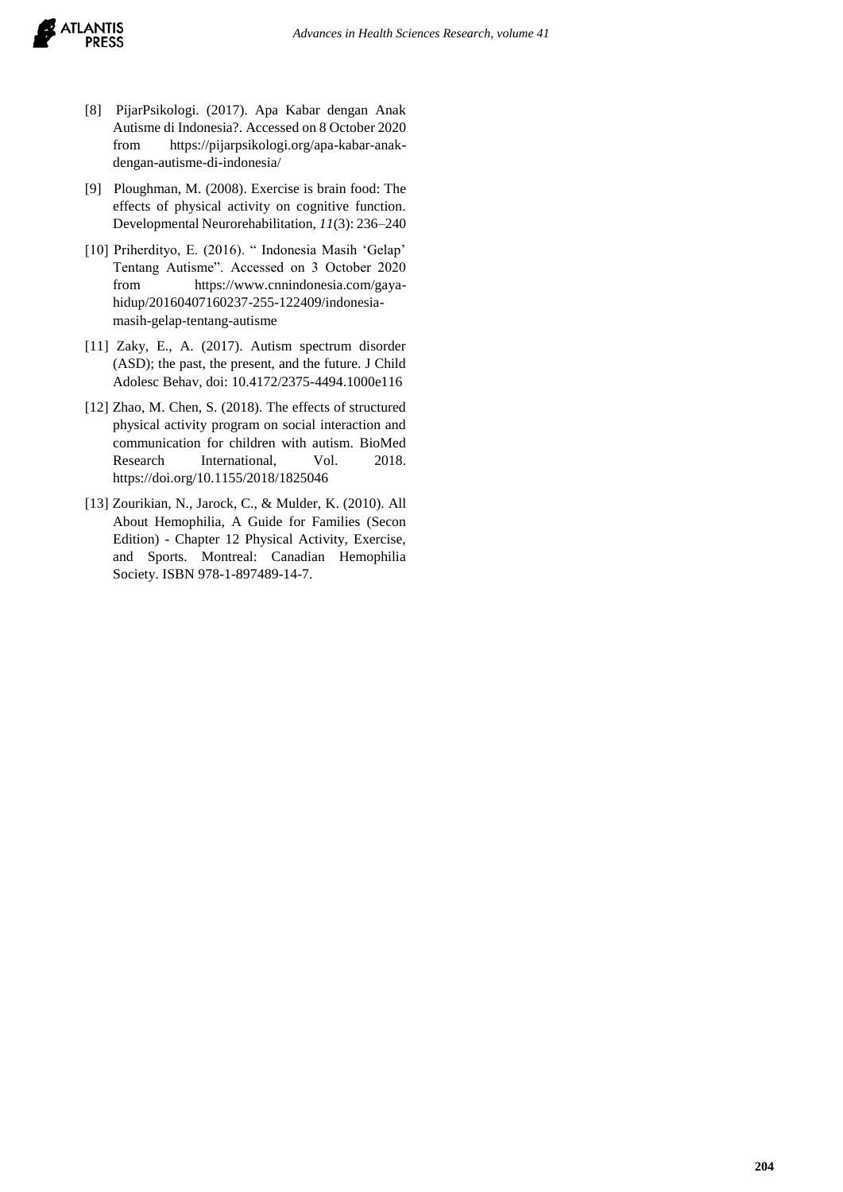[8] PijarPsikologi. (2017). Apa Kabar dengan Anak Autisme di Indonesia?. Accessed on 8 October 2020 from https://pijarpsikologi.org/apa-kabar-anak-dengan-autisme-di-indonesia/

[9] Ploughman, M. (2008). Exercise is brain food: The effects of physical activity on cognitive function. Developmental Neurorehabilitation, *11*(3): 236–240

[10] Priherdityo, E. (2016). " Indonesia Masih 'Gelap' Tentang Autisme". Accessed on 3 October 2020 from https://www.cnnindonesia.com/gaya-hidup/20160407160237-255-122409/indonesia-masih-gelap-tentang-autisme

[11] Zaky, E., A. (2017). Autism spectrum disorder (ASD); the past, the present, and the future. J Child Adolesc Behav, doi: 10.4172/2375-4494.1000e116

[12] Zhao, M. Chen, S. (2018). The effects of structured physical activity program on social interaction and communication for children with autism. BioMed Research International, Vol. 2018. https://doi.org/10.1155/2018/1825046

[13] Zourikian, N., Jarock, C., & Mulder, K. (2010). All About Hemophilia, A Guide for Families (Secon Edition) - Chapter 12 Physical Activity, Exercise, and Sports. Montreal: Canadian Hemophilia Society. ISBN 978-1-897489-14-7.